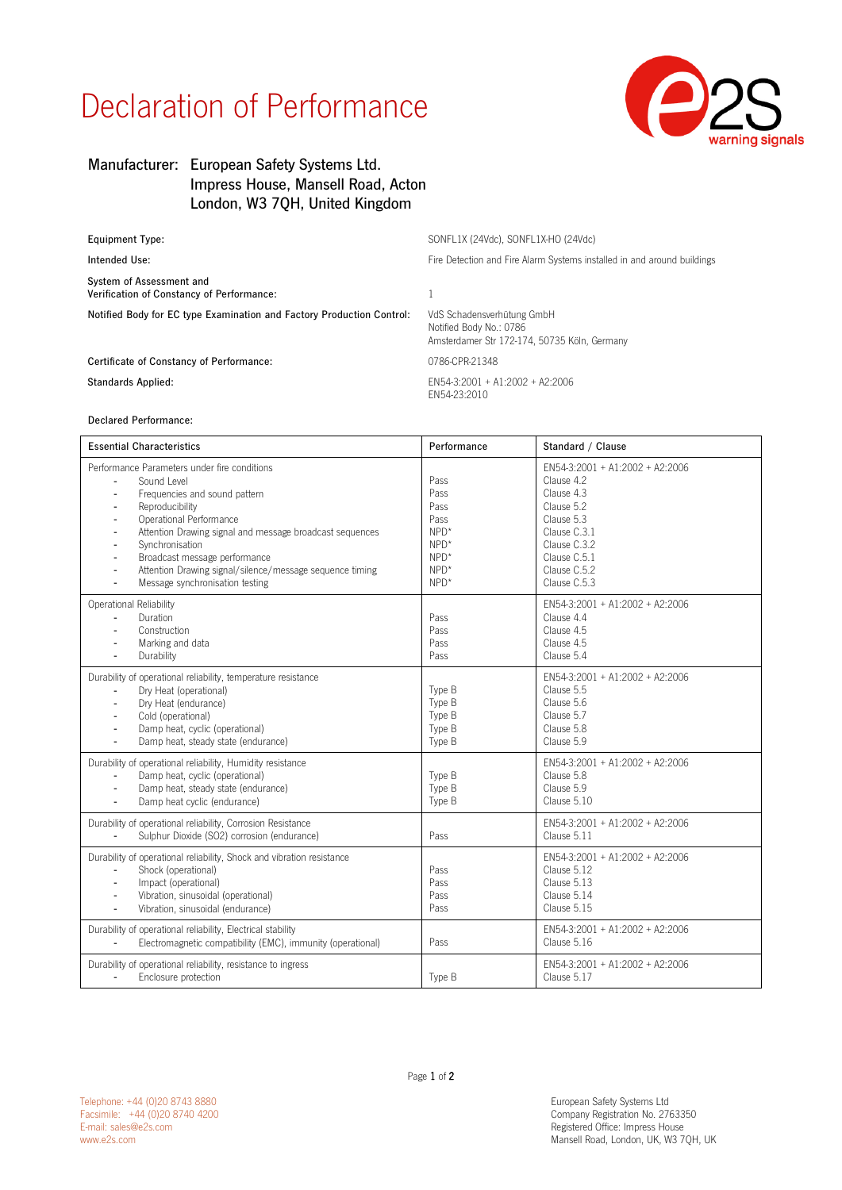# Declaration of Performance

**Manufacturer:** European Safety Systems Ltd.
Impress House, Mansell Road, Acton
London, W3 7QH, United Kingdom

| | |
|---|---|
| Equipment Type: | SONFL1X (24Vdc), SONFL1X-HO (24Vdc) |
| Intended Use: | Fire Detection and Fire Alarm Systems installed in and around buildings |
| System of Assessment and Verification of Constancy of Performance: | 1 |
| Notified Body for EC type Examination and Factory Production Control: | VdS Schadensverhütung GmbH<br>Notified Body No.: 0786<br>Amsterdamer Str 172-174, 50735 Köln, Germany |
| Certificate of Constancy of Performance: | 0786-CPR-21348 |
| Standards Applied: | EN54-3:2001 + A1:2002 + A2:2006<br>EN54-23:2010 |

Declared Performance:

| Essential Characteristics | Performance | Standard / Clause |
|---|---|---|
| Performance Parameters under fire conditions | | EN54-3:2001 + A1:2002 + A2:2006 |
| - Sound Level | Pass | Clause 4.2 |
| - Frequencies and sound pattern | Pass | Clause 4.3 |
| - Reproducibility | Pass | Clause 5.2 |
| - Operational Performance | Pass | Clause 5.3 |
| - Attention Drawing signal and message broadcast sequences | NPD* | Clause C.3.1 |
| - Synchronisation | NPD* | Clause C.3.2 |
| - Broadcast message performance | NPD* | Clause C.5.1 |
| - Attention Drawing signal/silence/message sequence timing | NPD* | Clause C.5.2 |
| - Message synchronisation testing | NPD* | Clause C.5.3 |
| Operational Reliability | | EN54-3:2001 + A1:2002 + A2:2006 |
| - Duration | Pass | Clause 4.4 |
| - Construction | Pass | Clause 4.5 |
| - Marking and data | Pass | Clause 4.5 |
| - Durability | Pass | Clause 5.4 |
| Durability of operational reliability, temperature resistance | | EN54-3:2001 + A1:2002 + A2:2006 |
| - Dry Heat (operational) | Type B | Clause 5.5 |
| - Dry Heat (endurance) | Type B | Clause 5.6 |
| - Cold (operational) | Type B | Clause 5.7 |
| - Damp heat, cyclic (operational) | Type B | Clause 5.8 |
| - Damp heat, steady state (endurance) | Type B | Clause 5.9 |
| Durability of operational reliability, Humidity resistance | | EN54-3:2001 + A1:2002 + A2:2006 |
| - Damp heat, cyclic (operational) | Type B | Clause 5.8 |
| - Damp heat, steady state (endurance) | Type B | Clause 5.9 |
| - Damp heat cyclic (endurance) | Type B | Clause 5.10 |
| Durability of operational reliability, Corrosion Resistance | | EN54-3:2001 + A1:2002 + A2:2006 |
| - Sulphur Dioxide ($SO_2$) corrosion (endurance) | Pass | Clause 5.11 |
| Durability of operational reliability, Shock and vibration resistance | | EN54-3:2001 + A1:2002 + A2:2006 |
| - Shock (operational) | Pass | Clause 5.12 |
| - Impact (operational) | Pass | Clause 5.13 |
| - Vibration, sinusoidal (operational) | Pass | Clause 5.14 |
| - Vibration, sinusoidal (endurance) | Pass | Clause 5.15 |
| Durability of operational reliability, Electrical stability | | EN54-3:2001 + A1:2002 + A2:2006 |
| - Electromagnetic compatibility (EMC), immunity (operational) | Pass | Clause 5.16 |
| Durability of operational reliability, resistance to ingress | | EN54-3:2001 + A1:2002 + A2:2006 |
| - Enclosure protection | Type B | Clause 5.17 |

Telephone: +44 (0)20 8743 8880
Facsimile: +44 (0)20 8740 4200
E-mail: sales@e2s.com
www.e2s.com

European Safety Systems Ltd
Company Registration No. 2763350
Registered Office: Impress House
Mansell Road, London, UK, W3 7QH, UK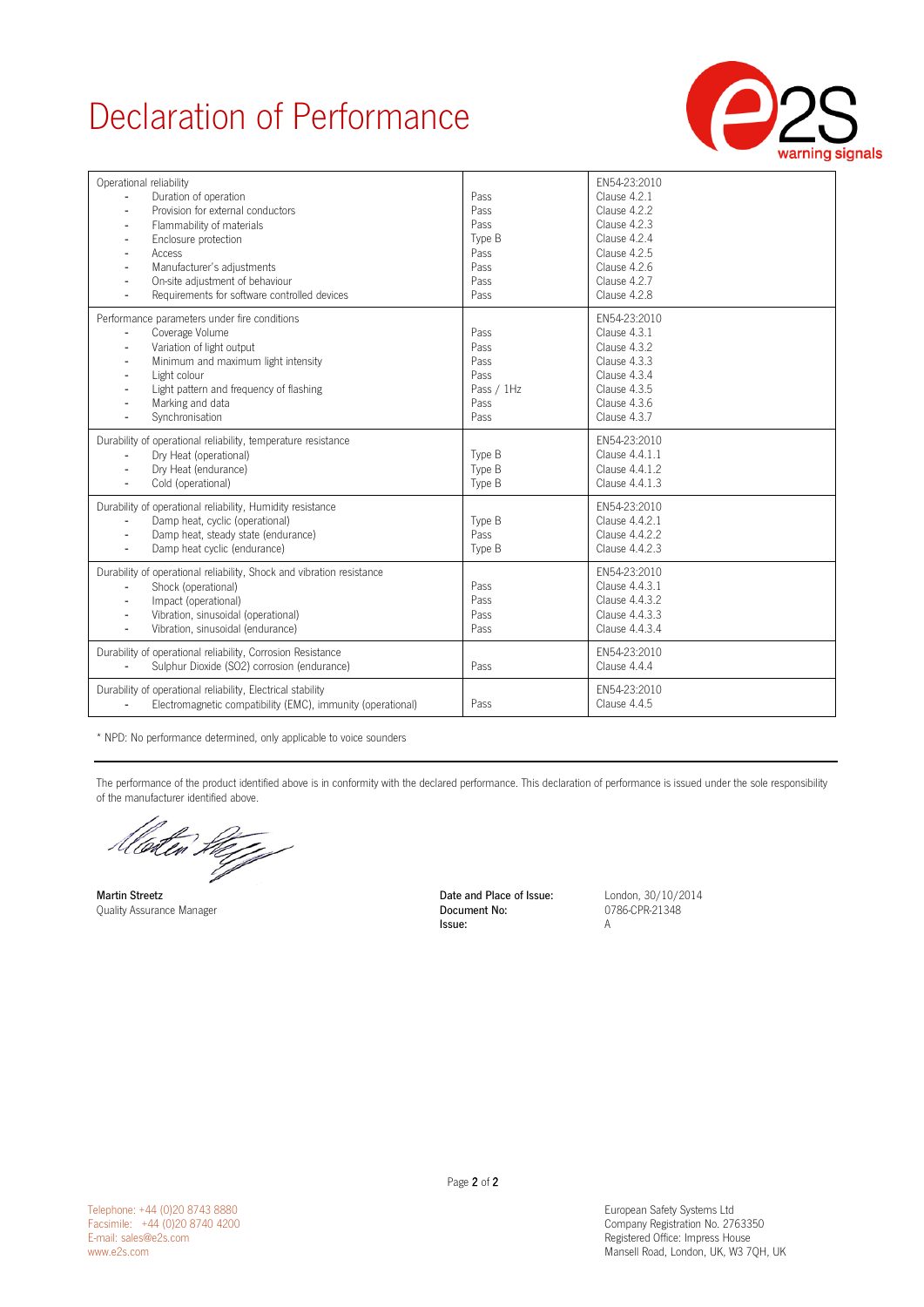# Declaration of Performance

| | | |
|---|---|---|
| Operational reliability<br>- Duration of operation<br>- Provision for external conductors<br>- Flammability of materials<br>- Enclosure protection<br>- Access<br>- Manufacturer's adjustments<br>- On-site adjustment of behaviour<br>- Requirements for software controlled devices | <br>Pass<br>Pass<br>Pass<br>Type B<br>Pass<br>Pass<br>Pass<br>Pass | EN54-23:2010<br>Clause 4.2.1<br>Clause 4.2.2<br>Clause 4.2.3<br>Clause 4.2.4<br>Clause 4.2.5<br>Clause 4.2.6<br>Clause 4.2.7<br>Clause 4.2.8 |
| Performance parameters under fire conditions<br>- Coverage Volume<br>- Variation of light output<br>- Minimum and maximum light intensity<br>- Light colour<br>- Light pattern and frequency of flashing<br>- Marking and data<br>- Synchronisation | <br>Pass<br>Pass<br>Pass<br>Pass<br>Pass / 1Hz<br>Pass<br>Pass | EN54-23:2010<br>Clause 4.3.1<br>Clause 4.3.2<br>Clause 4.3.3<br>Clause 4.3.4<br>Clause 4.3.5<br>Clause 4.3.6<br>Clause 4.3.7 |
| Durability of operational reliability, temperature resistance<br>- Dry Heat (operational)<br>- Dry Heat (endurance)<br>- Cold (operational) | <br>Type B<br>Type B<br>Type B | EN54-23:2010<br>Clause 4.4.1.1<br>Clause 4.4.1.2<br>Clause 4.4.1.3 |
| Durability of operational reliability, Humidity resistance<br>- Damp heat, cyclic (operational)<br>- Damp heat, steady state (endurance)<br>- Damp heat cyclic (endurance) | <br>Type B<br>Pass<br>Type B | EN54-23:2010<br>Clause 4.4.2.1<br>Clause 4.4.2.2<br>Clause 4.4.2.3 |
| Durability of operational reliability, Shock and vibration resistance<br>- Shock (operational)<br>- Impact (operational)<br>- Vibration, sinusoidal (operational)<br>- Vibration, sinusoidal (endurance) | <br>Pass<br>Pass<br>Pass<br>Pass | EN54-23:2010<br>Clause 4.4.3.1<br>Clause 4.4.3.2<br>Clause 4.4.3.3<br>Clause 4.4.3.4 |
| Durability of operational reliability, Corrosion Resistance<br>- Sulphur Dioxide ($SO_2$) corrosion (endurance) | <br>Pass | EN54-23:2010<br>Clause 4.4.4 |
| Durability of operational reliability, Electrical stability<br>- Electromagnetic compatibility (EMC), immunity (operational) | <br>Pass | EN54-23:2010<br>Clause 4.4.5 |

* NPD: No performance determined, only applicable to voice sounders

The performance of the product identified above is in conformity with the declared performance. This declaration of performance is issued under the sole responsibility of the manufacturer identified above.

**Martin Streetz**
Quality Assurance Manager

**Date and Place of Issue:** London, 30/10/2014
**Document No:** 0786-CPR-21348
**Issue:** A

Telephone: +44 (0)20 8743 8880
Facsimile: +44 (0)20 8740 4200
E-mail: sales@e2s.com
www.e2s.com

European Safety Systems Ltd
Company Registration No. 2763350
Registered Office: Impress House
Mansell Road, London, UK, W3 7QH, UK